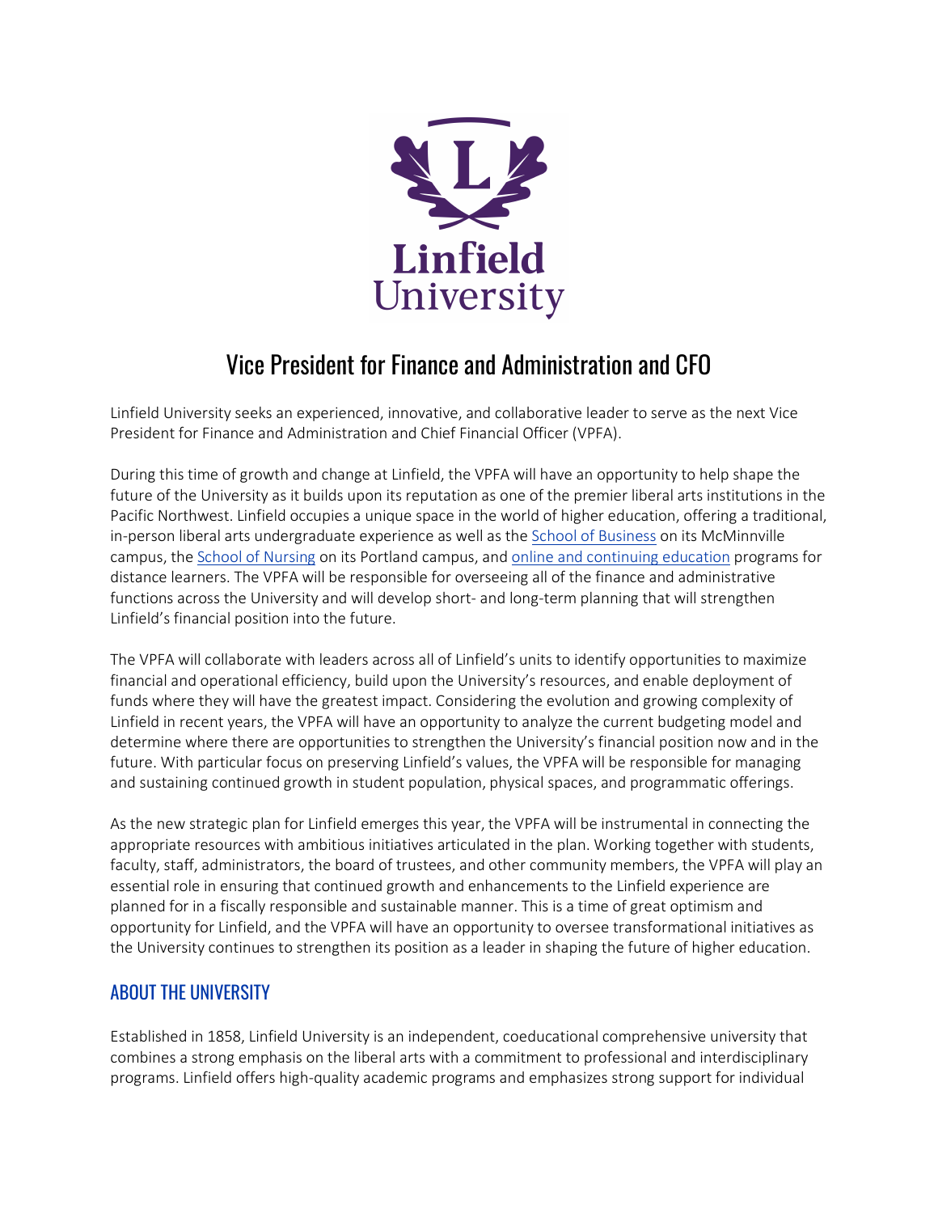# Vice President for Finance and Administration and CFO

Linfield University seeks an experienced, innovative, and collaborative leader to serve as the next Vice President for Finance and Administration and Chief Financial Officer (VPFA).

During this time of growth and change at Linfield, the VPFA will have an opportunity to help shape the future of the University as it builds upon its reputation as one of the premier liberal arts institutions in the Pacific Northwest. Linfield occupies a unique space in the world of higher education, offering a traditional, in-person liberal arts undergraduate experience as well as the School of Business on its McMinnville campus, the School of Nursing on its Portland campus, and online and continuing education programs for distance learners. The VPFA will be responsible for overseeing all of the finance and administrative functions across the University and will develop short- and long-term planning that will strengthen Linfield's financial position into the future.

The VPFA will collaborate with leaders across all of Linfield's units to identify opportunities to maximize financial and operational efficiency, build upon the University's resources, and enable deployment of funds where they will have the greatest impact. Considering the evolution and growing complexity of Linfield in recent years, the VPFA will have an opportunity to analyze the current budgeting model and determine where there are opportunities to strengthen the University's financial position now and in the future. With particular focus on preserving Linfield's values, the VPFA will be responsible for managing and sustaining continued growth in student population, physical spaces, and programmatic offerings.

As the new strategic plan for Linfield emerges this year, the VPFA will be instrumental in connecting the appropriate resources with ambitious initiatives articulated in the plan. Working together with students, faculty, staff, administrators, the board of trustees, and other community members, the VPFA will play an essential role in ensuring that continued growth and enhancements to the Linfield experience are planned for in a fiscally responsible and sustainable manner. This is a time of great optimism and opportunity for Linfield, and the VPFA will have an opportunity to oversee transformational initiatives as the University continues to strengthen its position as a leader in shaping the future of higher education.

## ABOUT THE UNIVERSITY

Established in 1858, Linfield University is an independent, coeducational comprehensive university that combines a strong emphasis on the liberal arts with a commitment to professional and interdisciplinary programs. Linfield offers high-quality academic programs and emphasizes strong support for individual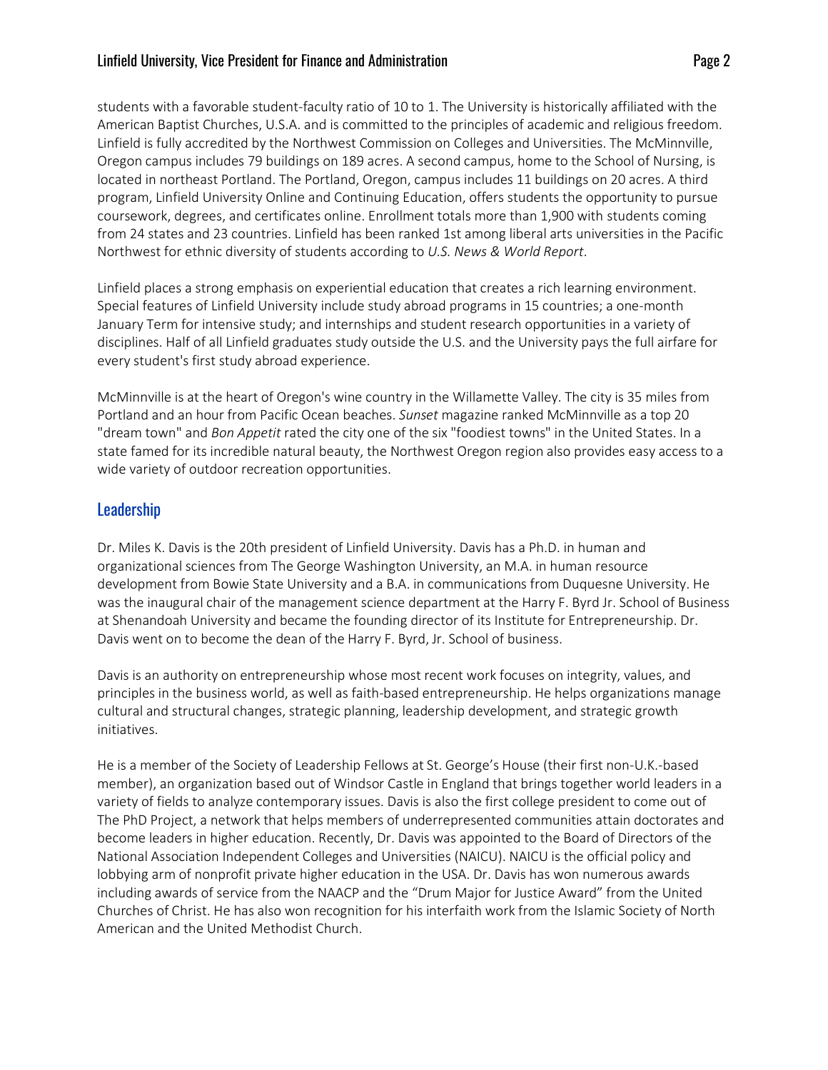students with a favorable student-faculty ratio of 10 to 1. The University is historically affiliated with the American Baptist Churches, U.S.A. and is committed to the principles of academic and religious freedom. Linfield is fully accredited by the Northwest Commission on Colleges and Universities. The McMinnville, Oregon campus includes 79 buildings on 189 acres. A second campus, home to the School of Nursing, is located in northeast Portland. The Portland, Oregon, campus includes 11 buildings on 20 acres. A third program, Linfield University Online and Continuing Education, offers students the opportunity to pursue coursework, degrees, and certificates online. Enrollment totals more than 1,900 with students coming from 24 states and 23 countries. Linfield has been ranked 1st among liberal arts universities in the Pacific Northwest for ethnic diversity of students according to *U.S. News & World Report*.

Linfield places a strong emphasis on experiential education that creates a rich learning environment. Special features of Linfield University include study abroad programs in 15 countries; a one-month January Term for intensive study; and internships and student research opportunities in a variety of disciplines. Half of all Linfield graduates study outside the U.S. and the University pays the full airfare for every student's first study abroad experience.

McMinnville is at the heart of Oregon's wine country in the Willamette Valley. The city is 35 miles from Portland and an hour from Pacific Ocean beaches. *Sunset* magazine ranked McMinnville as a top 20 "dream town" and *Bon Appetit* rated the city one of the six "foodiest towns" in the United States. In a state famed for its incredible natural beauty, the Northwest Oregon region also provides easy access to a wide variety of outdoor recreation opportunities.

## Leadership

Dr. Miles K. Davis is the 20th president of Linfield University. Davis has a Ph.D. in human and organizational sciences from The George Washington University, an M.A. in human resource development from Bowie State University and a B.A. in communications from Duquesne University. He was the inaugural chair of the management science department at the Harry F. Byrd Jr. School of Business at Shenandoah University and became the founding director of its Institute for Entrepreneurship. Dr. Davis went on to become the dean of the Harry F. Byrd, Jr. School of business.

Davis is an authority on entrepreneurship whose most recent work focuses on integrity, values, and principles in the business world, as well as faith-based entrepreneurship. He helps organizations manage cultural and structural changes, strategic planning, leadership development, and strategic growth initiatives.

He is a member of the Society of Leadership Fellows at St. George's House (their first non-U.K.-based member), an organization based out of Windsor Castle in England that brings together world leaders in a variety of fields to analyze contemporary issues. Davis is also the first college president to come out of The PhD Project, a network that helps members of underrepresented communities attain doctorates and become leaders in higher education. Recently, Dr. Davis was appointed to the Board of Directors of the National Association Independent Colleges and Universities (NAICU). NAICU is the official policy and lobbying arm of nonprofit private higher education in the USA. Dr. Davis has won numerous awards including awards of service from the NAACP and the "Drum Major for Justice Award" from the United Churches of Christ. He has also won recognition for his interfaith work from the Islamic Society of North American and the United Methodist Church.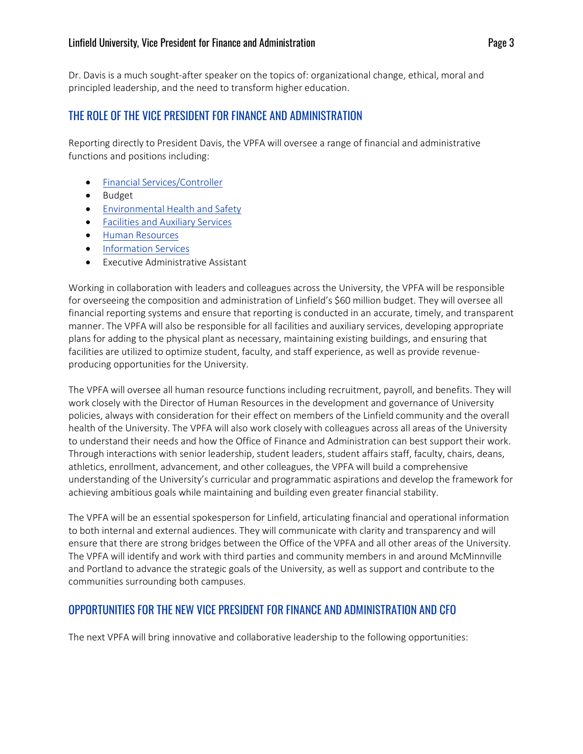Dr. Davis is a much sought-after speaker on the topics of: organizational change, ethical, moral and principled leadership, and the need to transform higher education.

## THE ROLE OF THE VICE PRESIDENT FOR FINANCE AND ADMINISTRATION

Reporting directly to President Davis, the VPFA will oversee a range of financial and administrative functions and positions including:

- Financial Services/Controller
- Budget
- Environmental Health and Safety
- Facilities and Auxiliary Services
- Human Resources
- Information Services
- Executive Administrative Assistant

Working in collaboration with leaders and colleagues across the University, the VPFA will be responsible for overseeing the composition and administration of Linfield's $60 million budget. They will oversee all financial reporting systems and ensure that reporting is conducted in an accurate, timely, and transparent manner. The VPFA will also be responsible for all facilities and auxiliary services, developing appropriate plans for adding to the physical plant as necessary, maintaining existing buildings, and ensuring that facilities are utilized to optimize student, faculty, and staff experience, as well as provide revenue-producing opportunities for the University.

The VPFA will oversee all human resource functions including recruitment, payroll, and benefits. They will work closely with the Director of Human Resources in the development and governance of University policies, always with consideration for their effect on members of the Linfield community and the overall health of the University. The VPFA will also work closely with colleagues across all areas of the University to understand their needs and how the Office of Finance and Administration can best support their work. Through interactions with senior leadership, student leaders, student affairs staff, faculty, chairs, deans, athletics, enrollment, advancement, and other colleagues, the VPFA will build a comprehensive understanding of the University's curricular and programmatic aspirations and develop the framework for achieving ambitious goals while maintaining and building even greater financial stability.

The VPFA will be an essential spokesperson for Linfield, articulating financial and operational information to both internal and external audiences. They will communicate with clarity and transparency and will ensure that there are strong bridges between the Office of the VPFA and all other areas of the University. The VPFA will identify and work with third parties and community members in and around McMinnville and Portland to advance the strategic goals of the University, as well as support and contribute to the communities surrounding both campuses.

## OPPORTUNITIES FOR THE NEW VICE PRESIDENT FOR FINANCE AND ADMINISTRATION AND CFO

The next VPFA will bring innovative and collaborative leadership to the following opportunities: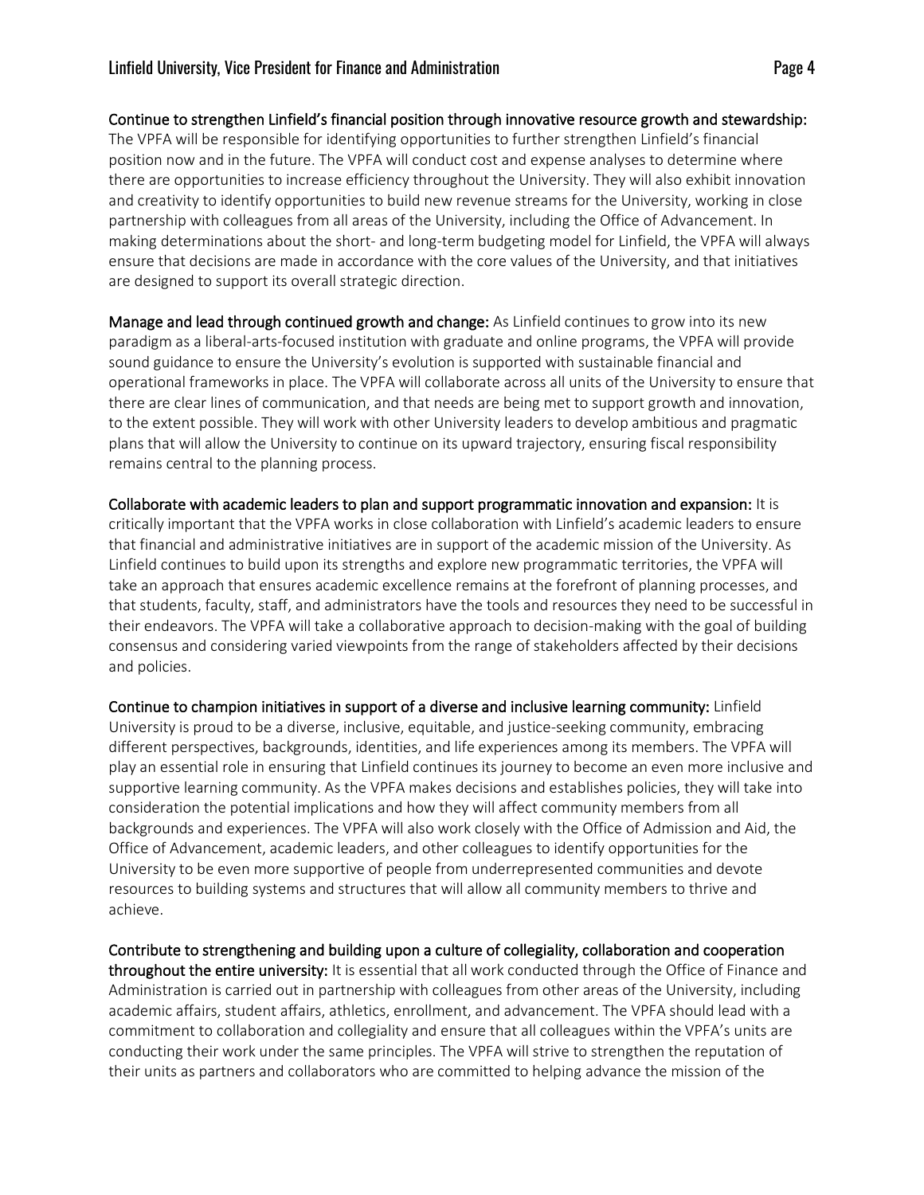**Continue to strengthen Linfield's financial position through innovative resource growth and stewardship:** The VPFA will be responsible for identifying opportunities to further strengthen Linfield's financial position now and in the future. The VPFA will conduct cost and expense analyses to determine where there are opportunities to increase efficiency throughout the University. They will also exhibit innovation and creativity to identify opportunities to build new revenue streams for the University, working in close partnership with colleagues from all areas of the University, including the Office of Advancement. In making determinations about the short- and long-term budgeting model for Linfield, the VPFA will always ensure that decisions are made in accordance with the core values of the University, and that initiatives are designed to support its overall strategic direction.

**Manage and lead through continued growth and change:** As Linfield continues to grow into its new paradigm as a liberal-arts-focused institution with graduate and online programs, the VPFA will provide sound guidance to ensure the University's evolution is supported with sustainable financial and operational frameworks in place. The VPFA will collaborate across all units of the University to ensure that there are clear lines of communication, and that needs are being met to support growth and innovation, to the extent possible. They will work with other University leaders to develop ambitious and pragmatic plans that will allow the University to continue on its upward trajectory, ensuring fiscal responsibility remains central to the planning process.

**Collaborate with academic leaders to plan and support programmatic innovation and expansion:** It is critically important that the VPFA works in close collaboration with Linfield's academic leaders to ensure that financial and administrative initiatives are in support of the academic mission of the University. As Linfield continues to build upon its strengths and explore new programmatic territories, the VPFA will take an approach that ensures academic excellence remains at the forefront of planning processes, and that students, faculty, staff, and administrators have the tools and resources they need to be successful in their endeavors. The VPFA will take a collaborative approach to decision-making with the goal of building consensus and considering varied viewpoints from the range of stakeholders affected by their decisions and policies.

**Continue to champion initiatives in support of a diverse and inclusive learning community:** Linfield University is proud to be a diverse, inclusive, equitable, and justice-seeking community, embracing different perspectives, backgrounds, identities, and life experiences among its members. The VPFA will play an essential role in ensuring that Linfield continues its journey to become an even more inclusive and supportive learning community. As the VPFA makes decisions and establishes policies, they will take into consideration the potential implications and how they will affect community members from all backgrounds and experiences. The VPFA will also work closely with the Office of Admission and Aid, the Office of Advancement, academic leaders, and other colleagues to identify opportunities for the University to be even more supportive of people from underrepresented communities and devote resources to building systems and structures that will allow all community members to thrive and achieve.

**Contribute to strengthening and building upon a culture of collegiality, collaboration and cooperation throughout the entire university:** It is essential that all work conducted through the Office of Finance and Administration is carried out in partnership with colleagues from other areas of the University, including academic affairs, student affairs, athletics, enrollment, and advancement. The VPFA should lead with a commitment to collaboration and collegiality and ensure that all colleagues within the VPFA's units are conducting their work under the same principles. The VPFA will strive to strengthen the reputation of their units as partners and collaborators who are committed to helping advance the mission of the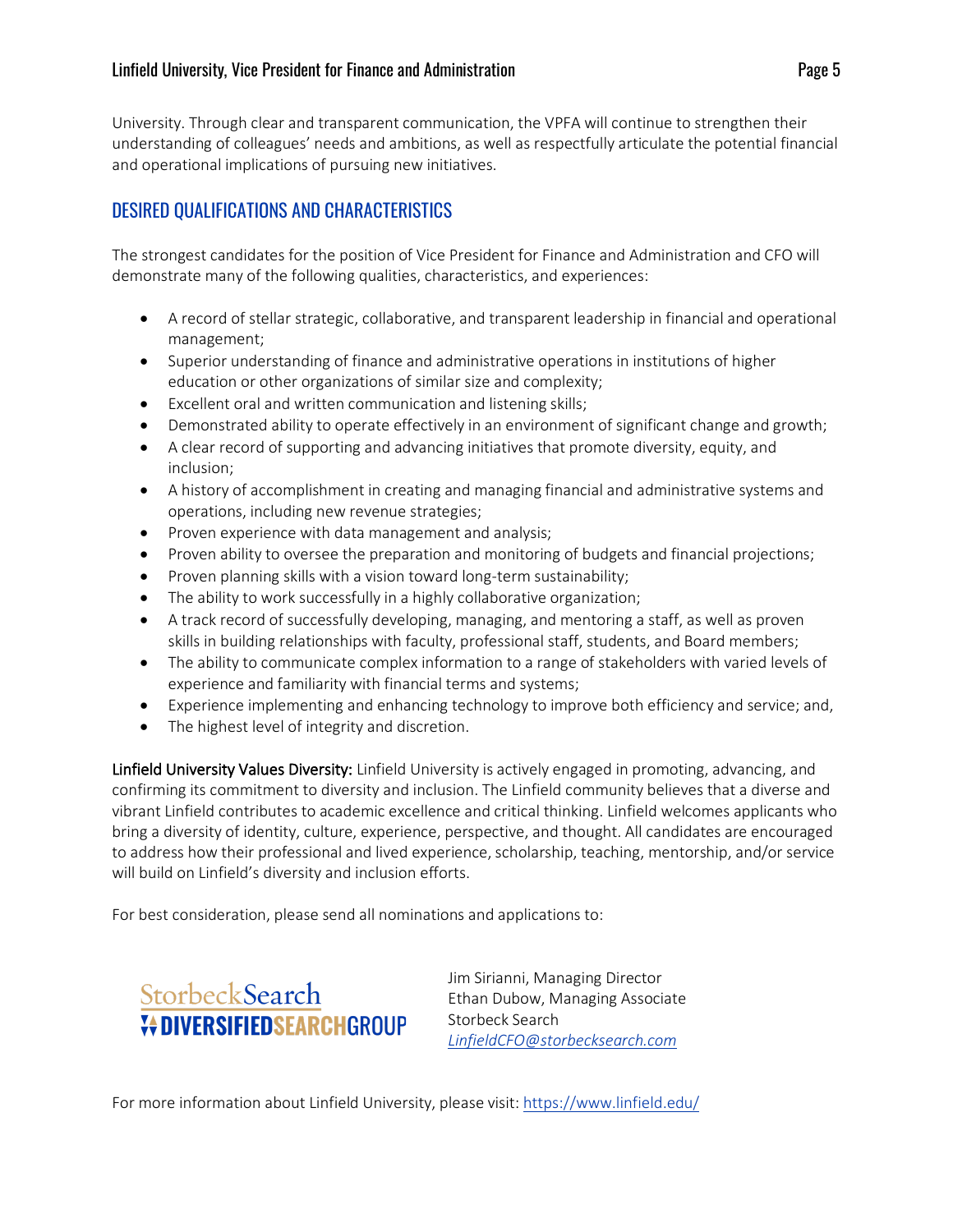University. Through clear and transparent communication, the VPFA will continue to strengthen their understanding of colleagues' needs and ambitions, as well as respectfully articulate the potential financial and operational implications of pursuing new initiatives.

## DESIRED QUALIFICATIONS AND CHARACTERISTICS

The strongest candidates for the position of Vice President for Finance and Administration and CFO will demonstrate many of the following qualities, characteristics, and experiences:

- A record of stellar strategic, collaborative, and transparent leadership in financial and operational management;
- Superior understanding of finance and administrative operations in institutions of higher education or other organizations of similar size and complexity;
- Excellent oral and written communication and listening skills;
- Demonstrated ability to operate effectively in an environment of significant change and growth;
- A clear record of supporting and advancing initiatives that promote diversity, equity, and inclusion;
- A history of accomplishment in creating and managing financial and administrative systems and operations, including new revenue strategies;
- Proven experience with data management and analysis;
- Proven ability to oversee the preparation and monitoring of budgets and financial projections;
- Proven planning skills with a vision toward long-term sustainability;
- The ability to work successfully in a highly collaborative organization;
- A track record of successfully developing, managing, and mentoring a staff, as well as proven skills in building relationships with faculty, professional staff, students, and Board members;
- The ability to communicate complex information to a range of stakeholders with varied levels of experience and familiarity with financial terms and systems;
- Experience implementing and enhancing technology to improve both efficiency and service; and,
- The highest level of integrity and discretion.

**Linfield University Values Diversity:** Linfield University is actively engaged in promoting, advancing, and confirming its commitment to diversity and inclusion. The Linfield community believes that a diverse and vibrant Linfield contributes to academic excellence and critical thinking. Linfield welcomes applicants who bring a diversity of identity, culture, experience, perspective, and thought. All candidates are encouraged to address how their professional and lived experience, scholarship, teaching, mentorship, and/or service will build on Linfield's diversity and inclusion efforts.

For best consideration, please send all nominations and applications to:

StorbeckSearch
DIVERSIFIEDSEARCHGROUP

Jim Sirianni, Managing Director
Ethan Dubow, Managing Associate
Storbeck Search
*LinfieldCFO@storbecksearch.com*

For more information about Linfield University, please visit: https://www.linfield.edu/